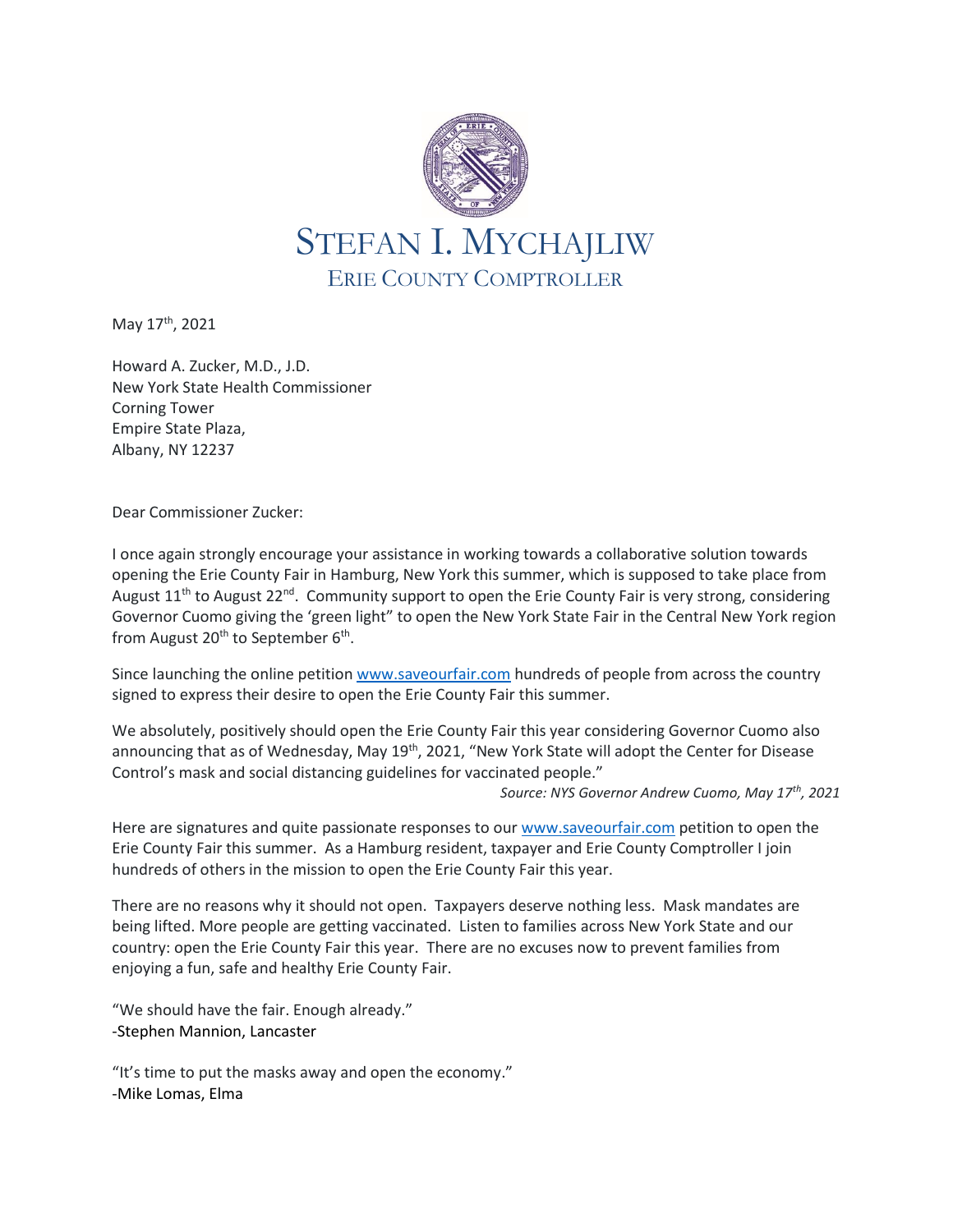# STEFAN I. MYCHAJLIW
## ERIE COUNTY COMPTROLLER

May 17th, 2021

Howard A. Zucker, M.D., J.D.
New York State Health Commissioner
Corning Tower
Empire State Plaza,
Albany, NY 12237

Dear Commissioner Zucker:

I once again strongly encourage your assistance in working towards a collaborative solution towards opening the Erie County Fair in Hamburg, New York this summer, which is supposed to take place from August 11th to August 22nd. Community support to open the Erie County Fair is very strong, considering Governor Cuomo giving the 'green light" to open the New York State Fair in the Central New York region from August 20th to September 6th.

Since launching the online petition www.saveourfair.com hundreds of people from across the country signed to express their desire to open the Erie County Fair this summer.

We absolutely, positively should open the Erie County Fair this year considering Governor Cuomo also announcing that as of Wednesday, May 19th, 2021, "New York State will adopt the Center for Disease Control's mask and social distancing guidelines for vaccinated people."

*Source: NYS Governor Andrew Cuomo, May 17th, 2021*

Here are signatures and quite passionate responses to our www.saveourfair.com petition to open the Erie County Fair this summer. As a Hamburg resident, taxpayer and Erie County Comptroller I join hundreds of others in the mission to open the Erie County Fair this year.

There are no reasons why it should not open. Taxpayers deserve nothing less. Mask mandates are being lifted. More people are getting vaccinated. Listen to families across New York State and our country: open the Erie County Fair this year. There are no excuses now to prevent families from enjoying a fun, safe and healthy Erie County Fair.

"We should have the fair. Enough already."
-Stephen Mannion, Lancaster

"It's time to put the masks away and open the economy."
-Mike Lomas, Elma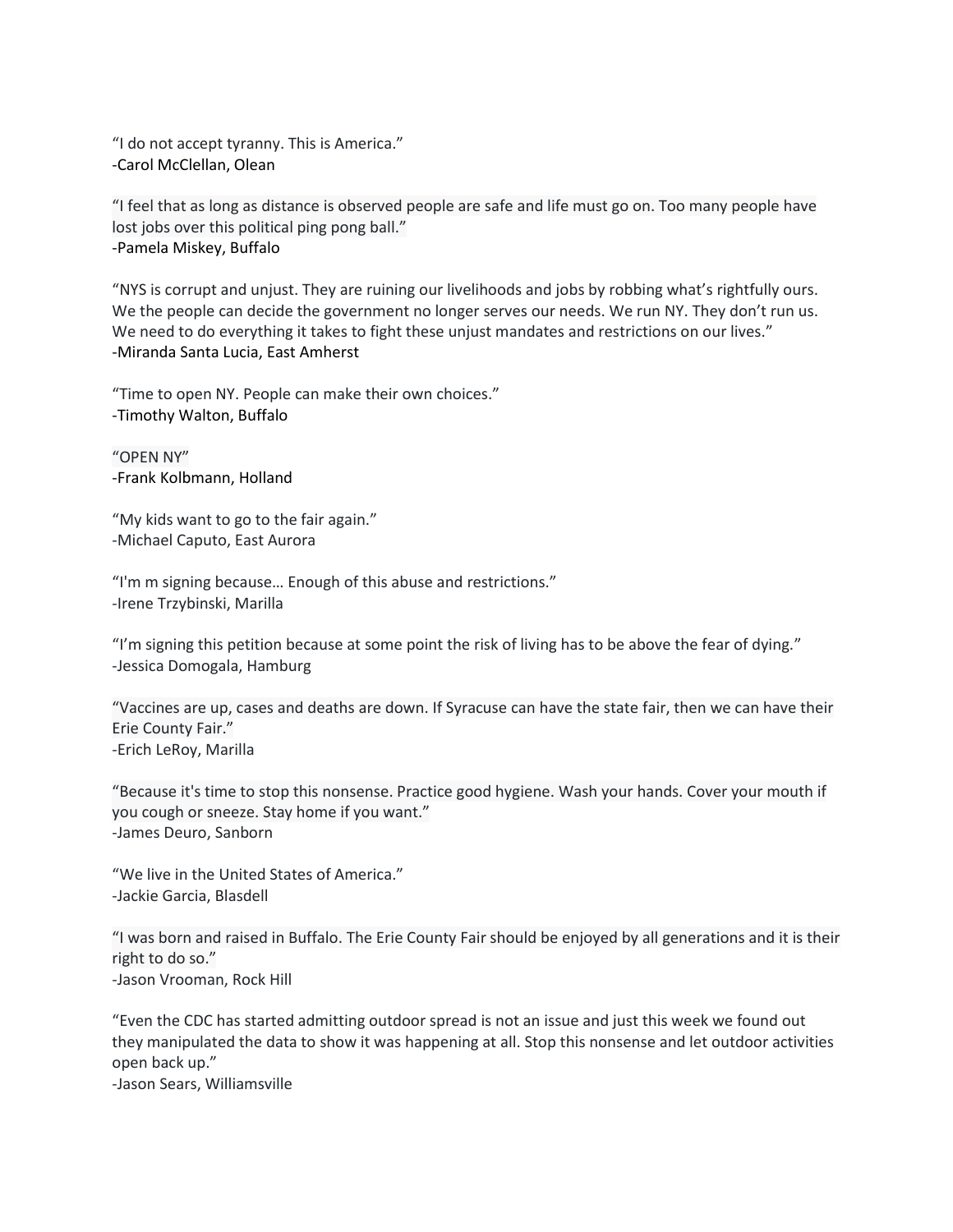"I do not accept tyranny. This is America."
-Carol McClellan, Olean

"I feel that as long as distance is observed people are safe and life must go on. Too many people have lost jobs over this political ping pong ball."
-Pamela Miskey, Buffalo

"NYS is corrupt and unjust. They are ruining our livelihoods and jobs by robbing what's rightfully ours. We the people can decide the government no longer serves our needs. We run NY. They don't run us. We need to do everything it takes to fight these unjust mandates and restrictions on our lives."
-Miranda Santa Lucia, East Amherst

"Time to open NY. People can make their own choices."
-Timothy Walton, Buffalo

"OPEN NY"
-Frank Kolbmann, Holland

"My kids want to go to the fair again."
-Michael Caputo, East Aurora

"I'm m signing because… Enough of this abuse and restrictions."
-Irene Trzybinski, Marilla

"I'm signing this petition because at some point the risk of living has to be above the fear of dying."
-Jessica Domogala, Hamburg

"Vaccines are up, cases and deaths are down. If Syracuse can have the state fair, then we can have their Erie County Fair."
-Erich LeRoy, Marilla

"Because it's time to stop this nonsense. Practice good hygiene. Wash your hands. Cover your mouth if you cough or sneeze. Stay home if you want."
-James Deuro, Sanborn

"We live in the United States of America."
-Jackie Garcia, Blasdell

"I was born and raised in Buffalo. The Erie County Fair should be enjoyed by all generations and it is their right to do so."
-Jason Vrooman, Rock Hill

"Even the CDC has started admitting outdoor spread is not an issue and just this week we found out they manipulated the data to show it was happening at all. Stop this nonsense and let outdoor activities open back up."
-Jason Sears, Williamsville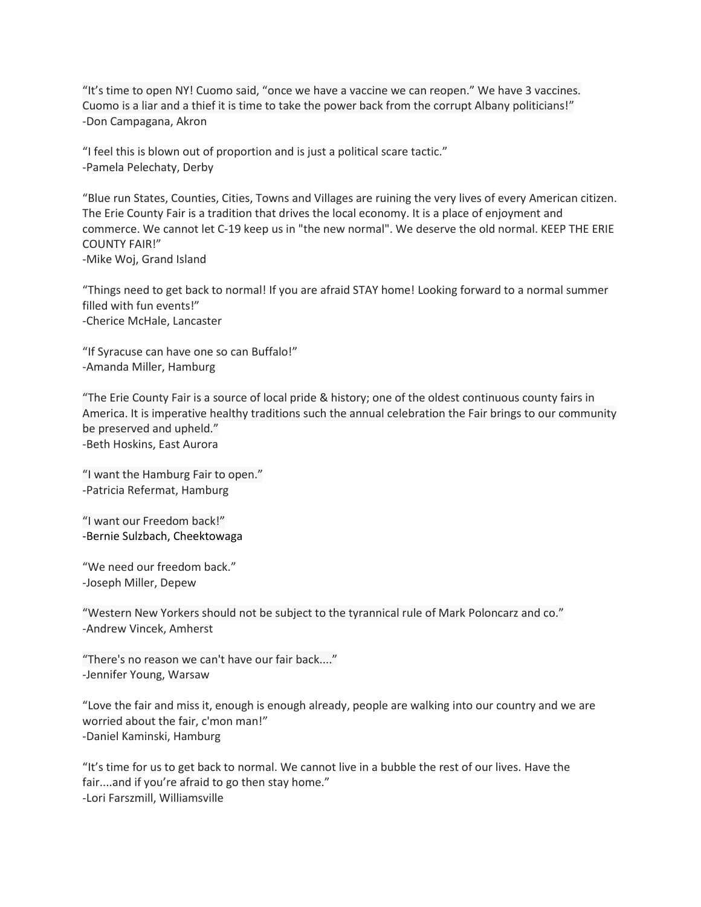"It's time to open NY! Cuomo said, "once we have a vaccine we can reopen." We have 3 vaccines. Cuomo is a liar and a thief it is time to take the power back from the corrupt Albany politicians!"
-Don Campagana, Akron

"I feel this is blown out of proportion and is just a political scare tactic."
-Pamela Pelechaty, Derby

"Blue run States, Counties, Cities, Towns and Villages are ruining the very lives of every American citizen. The Erie County Fair is a tradition that drives the local economy. It is a place of enjoyment and commerce. We cannot let C-19 keep us in "the new normal". We deserve the old normal. KEEP THE ERIE COUNTY FAIR!"
-Mike Woj, Grand Island

"Things need to get back to normal! If you are afraid STAY home! Looking forward to a normal summer filled with fun events!"
-Cherice McHale, Lancaster

"If Syracuse can have one so can Buffalo!"
-Amanda Miller, Hamburg

"The Erie County Fair is a source of local pride & history; one of the oldest continuous county fairs in America. It is imperative healthy traditions such the annual celebration the Fair brings to our community be preserved and upheld."
-Beth Hoskins, East Aurora

"I want the Hamburg Fair to open."
-Patricia Refermat, Hamburg

"I want our Freedom back!"
-Bernie Sulzbach, Cheektowaga

"We need our freedom back."
-Joseph Miller, Depew

"Western New Yorkers should not be subject to the tyrannical rule of Mark Poloncarz and co."
-Andrew Vincek, Amherst

"There's no reason we can't have our fair back...."
-Jennifer Young, Warsaw

"Love the fair and miss it, enough is enough already, people are walking into our country and we are worried about the fair, c'mon man!"
-Daniel Kaminski, Hamburg

"It's time for us to get back to normal. We cannot live in a bubble the rest of our lives. Have the fair....and if you're afraid to go then stay home."
-Lori Farszmill, Williamsville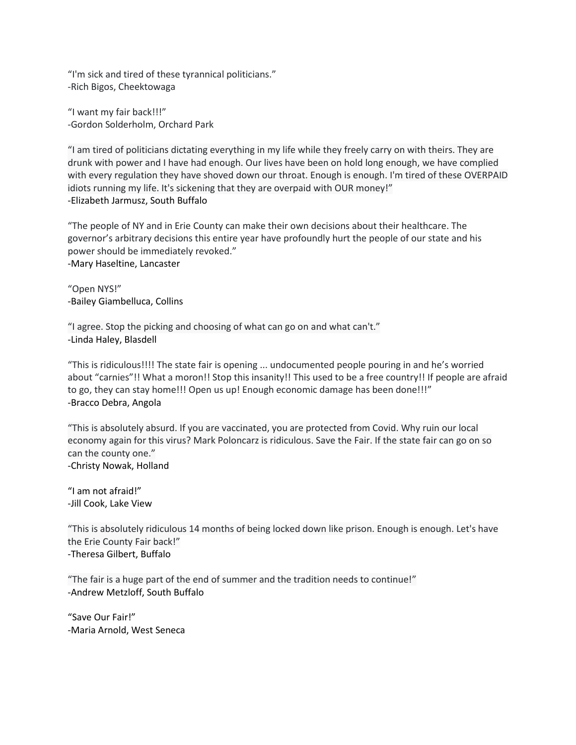"I'm sick and tired of these tyrannical politicians."
-Rich Bigos, Cheektowaga

"I want my fair back!!!"
-Gordon Solderholm, Orchard Park

"I am tired of politicians dictating everything in my life while they freely carry on with theirs. They are drunk with power and I have had enough. Our lives have been on hold long enough, we have complied with every regulation they have shoved down our throat. Enough is enough. I'm tired of these OVERPAID idiots running my life. It's sickening that they are overpaid with OUR money!"
-Elizabeth Jarmusz, South Buffalo

"The people of NY and in Erie County can make their own decisions about their healthcare. The governor's arbitrary decisions this entire year have profoundly hurt the people of our state and his power should be immediately revoked."
-Mary Haseltine, Lancaster

"Open NYS!"
-Bailey Giambelluca, Collins

"I agree. Stop the picking and choosing of what can go on and what can't."
-Linda Haley, Blasdell

"This is ridiculous!!!! The state fair is opening ... undocumented people pouring in and he's worried about "carnies"!! What a moron!! Stop this insanity!! This used to be a free country!! If people are afraid to go, they can stay home!!! Open us up! Enough economic damage has been done!!!"
-Bracco Debra, Angola

"This is absolutely absurd. If you are vaccinated, you are protected from Covid. Why ruin our local economy again for this virus? Mark Poloncarz is ridiculous. Save the Fair. If the state fair can go on so can the county one."
-Christy Nowak, Holland

"I am not afraid!"
-Jill Cook, Lake View

"This is absolutely ridiculous 14 months of being locked down like prison. Enough is enough. Let's have the Erie County Fair back!"
-Theresa Gilbert, Buffalo

"The fair is a huge part of the end of summer and the tradition needs to continue!"
-Andrew Metzloff, South Buffalo

"Save Our Fair!"
-Maria Arnold, West Seneca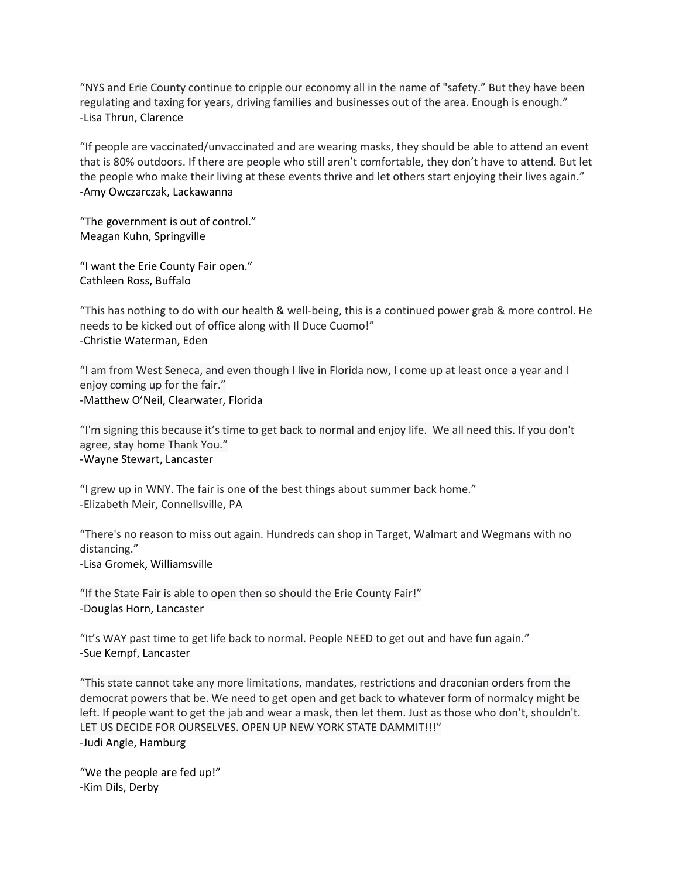"NYS and Erie County continue to cripple our economy all in the name of "safety." But they have been regulating and taxing for years, driving families and businesses out of the area. Enough is enough."
-Lisa Thrun, Clarence

"If people are vaccinated/unvaccinated and are wearing masks, they should be able to attend an event that is 80% outdoors. If there are people who still aren't comfortable, they don't have to attend. But let the people who make their living at these events thrive and let others start enjoying their lives again."
-Amy Owczarczak, Lackawanna

"The government is out of control."
Meagan Kuhn, Springville

"I want the Erie County Fair open."
Cathleen Ross, Buffalo

"This has nothing to do with our health & well-being, this is a continued power grab & more control. He needs to be kicked out of office along with Il Duce Cuomo!"
-Christie Waterman, Eden

"I am from West Seneca, and even though I live in Florida now, I come up at least once a year and I enjoy coming up for the fair."
-Matthew O'Neil, Clearwater, Florida

"I'm signing this because it's time to get back to normal and enjoy life. We all need this. If you don't agree, stay home Thank You."
-Wayne Stewart, Lancaster

"I grew up in WNY. The fair is one of the best things about summer back home."
-Elizabeth Meir, Connellsville, PA

"There's no reason to miss out again. Hundreds can shop in Target, Walmart and Wegmans with no distancing."
-Lisa Gromek, Williamsville

"If the State Fair is able to open then so should the Erie County Fair!"
-Douglas Horn, Lancaster

"It's WAY past time to get life back to normal. People NEED to get out and have fun again."
-Sue Kempf, Lancaster

"This state cannot take any more limitations, mandates, restrictions and draconian orders from the democrat powers that be. We need to get open and get back to whatever form of normalcy might be left. If people want to get the jab and wear a mask, then let them. Just as those who don't, shouldn't. LET US DECIDE FOR OURSELVES. OPEN UP NEW YORK STATE DAMMIT!!!"
-Judi Angle, Hamburg

"We the people are fed up!"
-Kim Dils, Derby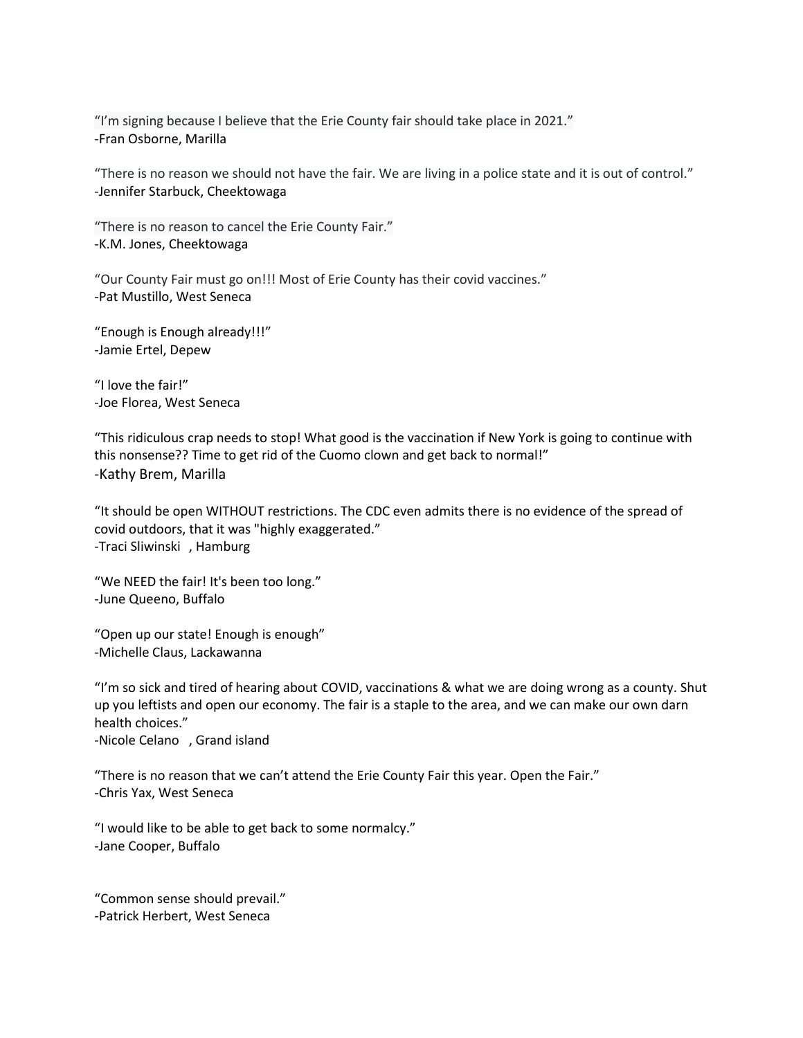"I'm signing because I believe that the Erie County fair should take place in 2021."
-Fran Osborne, Marilla

"There is no reason we should not have the fair. We are living in a police state and it is out of control."
-Jennifer Starbuck, Cheektowaga

"There is no reason to cancel the Erie County Fair."
-K.M. Jones, Cheektowaga

"Our County Fair must go on!!! Most of Erie County has their covid vaccines."
-Pat Mustillo, West Seneca

"Enough is Enough already!!!"
-Jamie Ertel, Depew

"I love the fair!"
-Joe Florea, West Seneca

"This ridiculous crap needs to stop! What good is the vaccination if New York is going to continue with this nonsense?? Time to get rid of the Cuomo clown and get back to normal!"
-Kathy Brem, Marilla

"It should be open WITHOUT restrictions. The CDC even admits there is no evidence of the spread of covid outdoors, that it was "highly exaggerated."
-Traci Sliwinski , Hamburg

"We NEED the fair! It's been too long."
-June Queeno, Buffalo

"Open up our state! Enough is enough"
-Michelle Claus, Lackawanna

"I'm so sick and tired of hearing about COVID, vaccinations & what we are doing wrong as a county. Shut up you leftists and open our economy. The fair is a staple to the area, and we can make our own darn health choices."
-Nicole Celano , Grand island

"There is no reason that we can't attend the Erie County Fair this year. Open the Fair."
-Chris Yax, West Seneca

"I would like to be able to get back to some normalcy."
-Jane Cooper, Buffalo

"Common sense should prevail."
-Patrick Herbert, West Seneca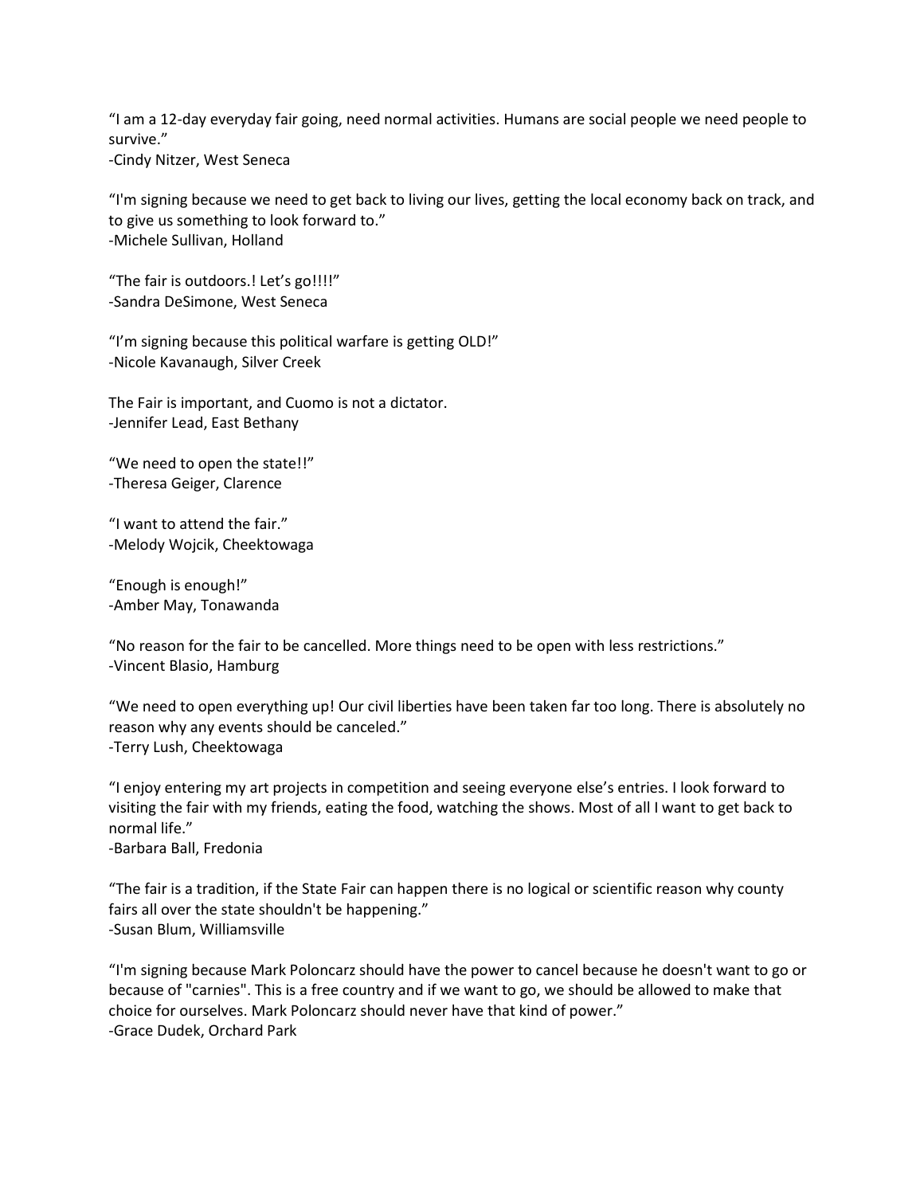"I am a 12-day everyday fair going, need normal activities. Humans are social people we need people to survive."
-Cindy Nitzer, West Seneca

"I'm signing because we need to get back to living our lives, getting the local economy back on track, and to give us something to look forward to."
-Michele Sullivan, Holland

"The fair is outdoors.! Let's go!!!!"
-Sandra DeSimone, West Seneca

"I'm signing because this political warfare is getting OLD!"
-Nicole Kavanaugh, Silver Creek

The Fair is important, and Cuomo is not a dictator.
-Jennifer Lead, East Bethany

"We need to open the state!!"
-Theresa Geiger, Clarence

"I want to attend the fair."
-Melody Wojcik, Cheektowaga

"Enough is enough!"
-Amber May, Tonawanda

"No reason for the fair to be cancelled. More things need to be open with less restrictions."
-Vincent Blasio, Hamburg

"We need to open everything up! Our civil liberties have been taken far too long. There is absolutely no reason why any events should be canceled."
-Terry Lush, Cheektowaga

"I enjoy entering my art projects in competition and seeing everyone else's entries. I look forward to visiting the fair with my friends, eating the food, watching the shows. Most of all I want to get back to normal life."
-Barbara Ball, Fredonia

"The fair is a tradition, if the State Fair can happen there is no logical or scientific reason why county fairs all over the state shouldn't be happening."
-Susan Blum, Williamsville

"I'm signing because Mark Poloncarz should have the power to cancel because he doesn't want to go or because of "carnies". This is a free country and if we want to go, we should be allowed to make that choice for ourselves. Mark Poloncarz should never have that kind of power."
-Grace Dudek, Orchard Park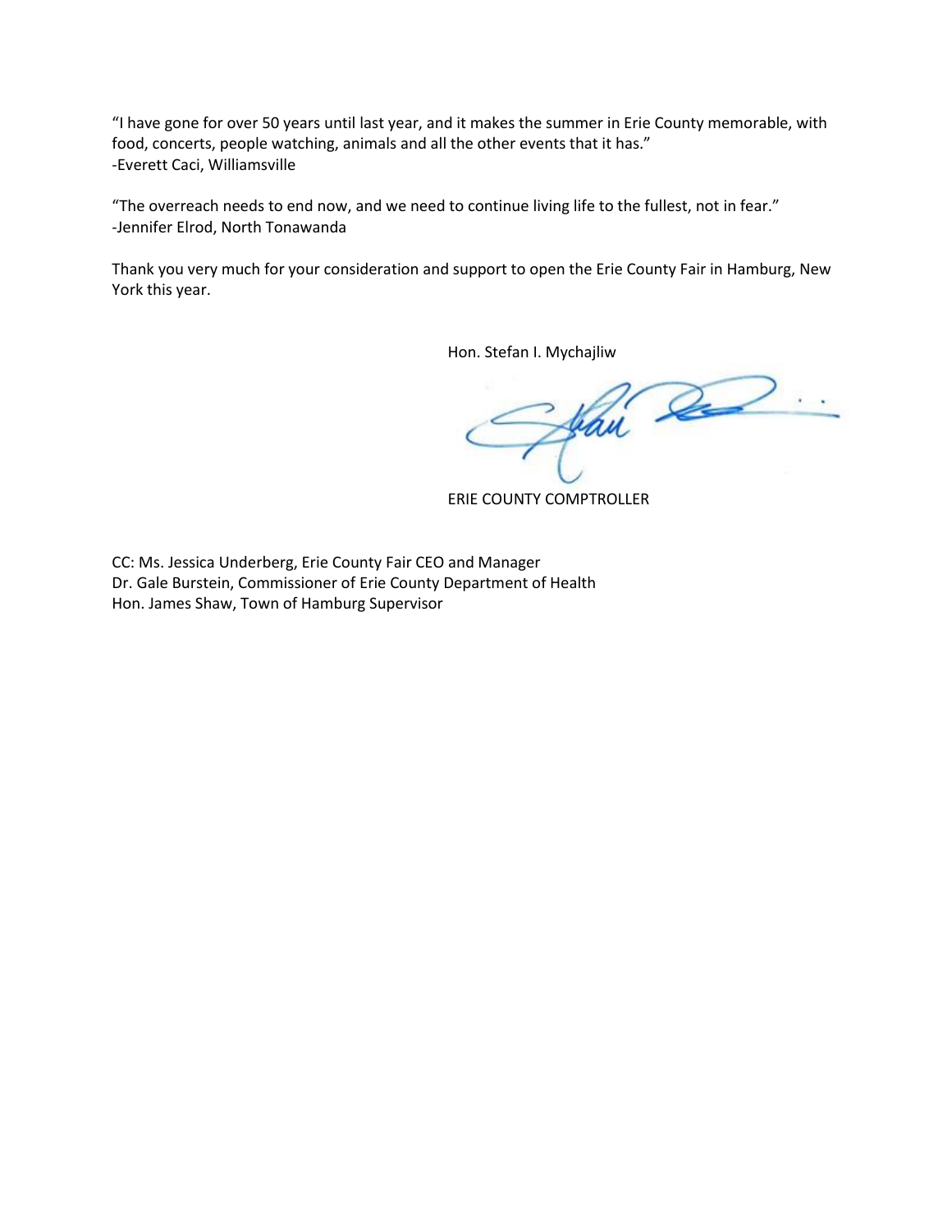"I have gone for over 50 years until last year, and it makes the summer in Erie County memorable, with food, concerts, people watching, animals and all the other events that it has."
-Everett Caci, Williamsville

"The overreach needs to end now, and we need to continue living life to the fullest, not in fear."
-Jennifer Elrod, North Tonawanda

Thank you very much for your consideration and support to open the Erie County Fair in Hamburg, New York this year.

Hon. Stefan I. Mychajliw

ERIE COUNTY COMPTROLLER

CC: Ms. Jessica Underberg, Erie County Fair CEO and Manager
Dr. Gale Burstein, Commissioner of Erie County Department of Health
Hon. James Shaw, Town of Hamburg Supervisor